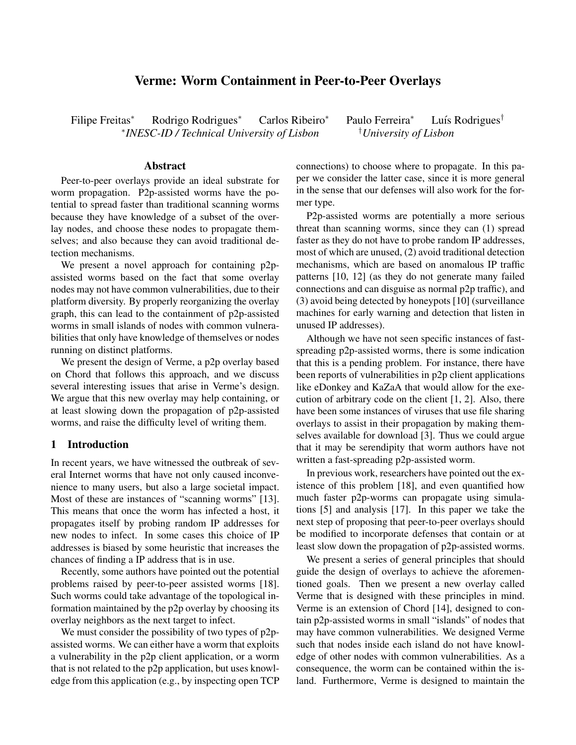# Verme: Worm Containment in Peer-to-Peer Overlays

Filipe Freitas* Rodrigo Rodrigues* Carlos Ribeiro* Paulo Ferreira* Luís Rodrigues†

*INESC-ID / Technical University of Lisbon †University of Lisbon

## Abstract

Peer-to-peer overlays provide an ideal substrate for worm propagation. P2p-assisted worms have the potential to spread faster than traditional scanning worms because they have knowledge of a subset of the overlay nodes, and choose these nodes to propagate themselves; and also because they can avoid traditional detection mechanisms.

We present a novel approach for containing p2p-assisted worms based on the fact that some overlay nodes may not have common vulnerabilities, due to their platform diversity. By properly reorganizing the overlay graph, this can lead to the containment of p2p-assisted worms in small islands of nodes with common vulnerabilities that only have knowledge of themselves or nodes running on distinct platforms.

We present the design of Verme, a p2p overlay based on Chord that follows this approach, and we discuss several interesting issues that arise in Verme's design. We argue that this new overlay may help containing, or at least slowing down the propagation of p2p-assisted worms, and raise the difficulty level of writing them.

## 1 Introduction

In recent years, we have witnessed the outbreak of several Internet worms that have not only caused inconvenience to many users, but also a large societal impact. Most of these are instances of "scanning worms" [13]. This means that once the worm has infected a host, it propagates itself by probing random IP addresses for new nodes to infect. In some cases this choice of IP addresses is biased by some heuristic that increases the chances of finding a IP address that is in use.

Recently, some authors have pointed out the potential problems raised by peer-to-peer assisted worms [18]. Such worms could take advantage of the topological information maintained by the p2p overlay by choosing its overlay neighbors as the next target to infect.

We must consider the possibility of two types of p2p-assisted worms. We can either have a worm that exploits a vulnerability in the p2p client application, or a worm that is not related to the p2p application, but uses knowledge from this application (e.g., by inspecting open TCP connections) to choose where to propagate. In this paper we consider the latter case, since it is more general in the sense that our defenses will also work for the former type.

P2p-assisted worms are potentially a more serious threat than scanning worms, since they can (1) spread faster as they do not have to probe random IP addresses, most of which are unused, (2) avoid traditional detection mechanisms, which are based on anomalous IP traffic patterns [10, 12] (as they do not generate many failed connections and can disguise as normal p2p traffic), and (3) avoid being detected by honeypots [10] (surveillance machines for early warning and detection that listen in unused IP addresses).

Although we have not seen specific instances of fast-spreading p2p-assisted worms, there is some indication that this is a pending problem. For instance, there have been reports of vulnerabilities in p2p client applications like eDonkey and KaZaA that would allow for the execution of arbitrary code on the client [1, 2]. Also, there have been some instances of viruses that use file sharing overlays to assist in their propagation by making themselves available for download [3]. Thus we could argue that it may be serendipity that worm authors have not written a fast-spreading p2p-assisted worm.

In previous work, researchers have pointed out the existence of this problem [18], and even quantified how much faster p2p-worms can propagate using simulations [5] and analysis [17]. In this paper we take the next step of proposing that peer-to-peer overlays should be modified to incorporate defenses that contain or at least slow down the propagation of p2p-assisted worms.

We present a series of general principles that should guide the design of overlays to achieve the aforementioned goals. Then we present a new overlay called Verme that is designed with these principles in mind. Verme is an extension of Chord [14], designed to contain p2p-assisted worms in small "islands" of nodes that may have common vulnerabilities. We designed Verme such that nodes inside each island do not have knowledge of other nodes with common vulnerabilities. As a consequence, the worm can be contained within the island. Furthermore, Verme is designed to maintain the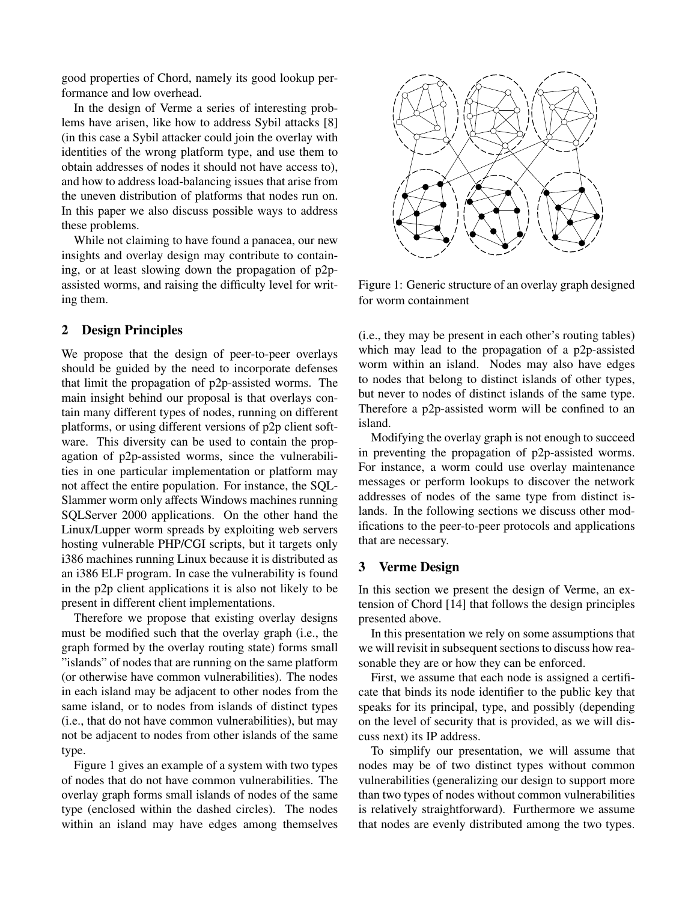good properties of Chord, namely its good lookup performance and low overhead.

In the design of Verme a series of interesting problems have arisen, like how to address Sybil attacks [8] (in this case a Sybil attacker could join the overlay with identities of the wrong platform type, and use them to obtain addresses of nodes it should not have access to), and how to address load-balancing issues that arise from the uneven distribution of platforms that nodes run on. In this paper we also discuss possible ways to address these problems.

While not claiming to have found a panacea, our new insights and overlay design may contribute to containing, or at least slowing down the propagation of p2p-assisted worms, and raising the difficulty level for writing them.

## 2 Design Principles

We propose that the design of peer-to-peer overlays should be guided by the need to incorporate defenses that limit the propagation of p2p-assisted worms. The main insight behind our proposal is that overlays contain many different types of nodes, running on different platforms, or using different versions of p2p client software. This diversity can be used to contain the propagation of p2p-assisted worms, since the vulnerabilities in one particular implementation or platform may not affect the entire population. For instance, the SQL-Slammer worm only affects Windows machines running SQLServer 2000 applications. On the other hand the Linux/Lupper worm spreads by exploiting web servers hosting vulnerable PHP/CGI scripts, but it targets only i386 machines running Linux because it is distributed as an i386 ELF program. In case the vulnerability is found in the p2p client applications it is also not likely to be present in different client implementations.

Therefore we propose that existing overlay designs must be modified such that the overlay graph (i.e., the graph formed by the overlay routing state) forms small "islands" of nodes that are running on the same platform (or otherwise have common vulnerabilities). The nodes in each island may be adjacent to other nodes from the same island, or to nodes from islands of distinct types (i.e., that do not have common vulnerabilities), but may not be adjacent to nodes from other islands of the same type.

Figure 1 gives an example of a system with two types of nodes that do not have common vulnerabilities. The overlay graph forms small islands of nodes of the same type (enclosed within the dashed circles). The nodes within an island may have edges among themselves (i.e., they may be present in each other's routing tables) which may lead to the propagation of a p2p-assisted worm within an island. Nodes may also have edges to nodes that belong to distinct islands of other types, but never to nodes of distinct islands of the same type. Therefore a p2p-assisted worm will be confined to an island.

Figure 1: Generic structure of an overlay graph designed for worm containment

Modifying the overlay graph is not enough to succeed in preventing the propagation of p2p-assisted worms. For instance, a worm could use overlay maintenance messages or perform lookups to discover the network addresses of nodes of the same type from distinct islands. In the following sections we discuss other modifications to the peer-to-peer protocols and applications that are necessary.

## 3 Verme Design

In this section we present the design of Verme, an extension of Chord [14] that follows the design principles presented above.

In this presentation we rely on some assumptions that we will revisit in subsequent sections to discuss how reasonable they are or how they can be enforced.

First, we assume that each node is assigned a certificate that binds its node identifier to the public key that speaks for its principal, type, and possibly (depending on the level of security that is provided, as we will discuss next) its IP address.

To simplify our presentation, we will assume that nodes may be of two distinct types without common vulnerabilities (generalizing our design to support more than two types of nodes without common vulnerabilities is relatively straightforward). Furthermore we assume that nodes are evenly distributed among the two types.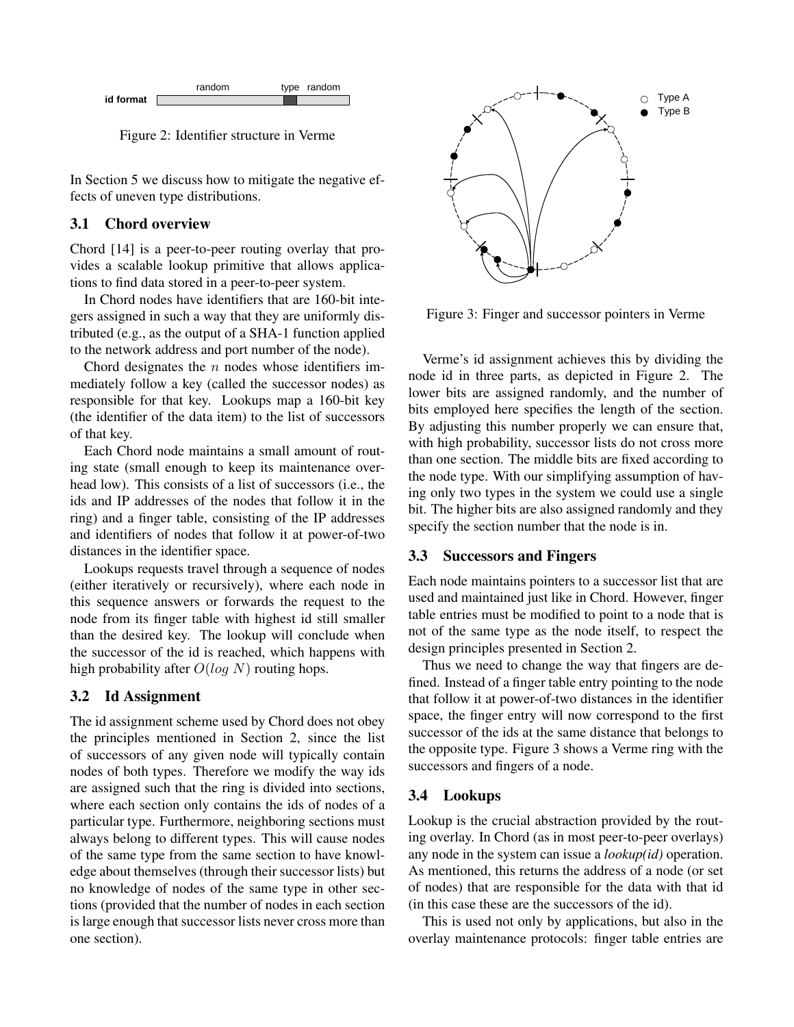Figure 2: Identifier structure in Verme

In Section 5 we discuss how to mitigate the negative effects of uneven type distributions.

### 3.1 Chord overview

Chord [14] is a peer-to-peer routing overlay that provides a scalable lookup primitive that allows applications to find data stored in a peer-to-peer system.

In Chord nodes have identifiers that are 160-bit integers assigned in such a way that they are uniformly distributed (e.g., as the output of a SHA-1 function applied to the network address and port number of the node).

Chord designates the $n$ nodes whose identifiers immediately follow a key (called the successor nodes) as responsible for that key. Lookups map a 160-bit key (the identifier of the data item) to the list of successors of that key.

Each Chord node maintains a small amount of routing state (small enough to keep its maintenance overhead low). This consists of a list of successors (i.e., the ids and IP addresses of the nodes that follow it in the ring) and a finger table, consisting of the IP addresses and identifiers of nodes that follow it at power-of-two distances in the identifier space.

Lookups requests travel through a sequence of nodes (either iteratively or recursively), where each node in this sequence answers or forwards the request to the node from its finger table with highest id still smaller than the desired key. The lookup will conclude when the successor of the id is reached, which happens with high probability after $O(log\ N)$ routing hops.

### 3.2 Id Assignment

The id assignment scheme used by Chord does not obey the principles mentioned in Section 2, since the list of successors of any given node will typically contain nodes of both types. Therefore we modify the way ids are assigned such that the ring is divided into sections, where each section only contains the ids of nodes of a particular type. Furthermore, neighboring sections must always belong to different types. This will cause nodes of the same type from the same section to have knowledge about themselves (through their successor lists) but no knowledge of nodes of the same type in other sections (provided that the number of nodes in each section is large enough that successor lists never cross more than one section).

Figure 3: Finger and successor pointers in Verme

Verme's id assignment achieves this by dividing the node id in three parts, as depicted in Figure 2. The lower bits are assigned randomly, and the number of bits employed here specifies the length of the section. By adjusting this number properly we can ensure that, with high probability, successor lists do not cross more than one section. The middle bits are fixed according to the node type. With our simplifying assumption of having only two types in the system we could use a single bit. The higher bits are also assigned randomly and they specify the section number that the node is in.

### 3.3 Successors and Fingers

Each node maintains pointers to a successor list that are used and maintained just like in Chord. However, finger table entries must be modified to point to a node that is not of the same type as the node itself, to respect the design principles presented in Section 2.

Thus we need to change the way that fingers are defined. Instead of a finger table entry pointing to the node that follow it at power-of-two distances in the identifier space, the finger entry will now correspond to the first successor of the ids at the same distance that belongs to the opposite type. Figure 3 shows a Verme ring with the successors and fingers of a node.

### 3.4 Lookups

Lookup is the crucial abstraction provided by the routing overlay. In Chord (as in most peer-to-peer overlays) any node in the system can issue a *lookup(id)* operation. As mentioned, this returns the address of a node (or set of nodes) that are responsible for the data with that id (in this case these are the successors of the id).

This is used not only by applications, but also in the overlay maintenance protocols: finger table entries are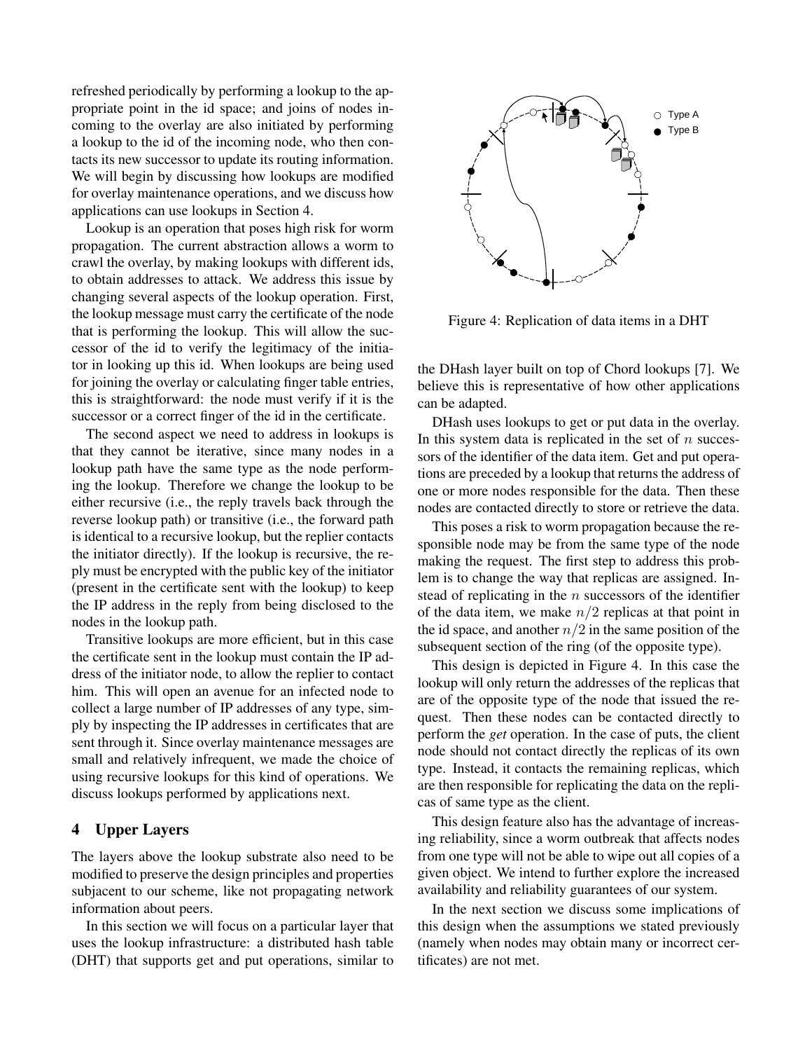refreshed periodically by performing a lookup to the appropriate point in the id space; and joins of nodes incoming to the overlay are also initiated by performing a lookup to the id of the incoming node, who then contacts its new successor to update its routing information. We will begin by discussing how lookups are modified for overlay maintenance operations, and we discuss how applications can use lookups in Section 4.

Lookup is an operation that poses high risk for worm propagation. The current abstraction allows a worm to crawl the overlay, by making lookups with different ids, to obtain addresses to attack. We address this issue by changing several aspects of the lookup operation. First, the lookup message must carry the certificate of the node that is performing the lookup. This will allow the successor of the id to verify the legitimacy of the initiator in looking up this id. When lookups are being used for joining the overlay or calculating finger table entries, this is straightforward: the node must verify if it is the successor or a correct finger of the id in the certificate.

The second aspect we need to address in lookups is that they cannot be iterative, since many nodes in a lookup path have the same type as the node performing the lookup. Therefore we change the lookup to be either recursive (i.e., the reply travels back through the reverse lookup path) or transitive (i.e., the forward path is identical to a recursive lookup, but the replier contacts the initiator directly). If the lookup is recursive, the reply must be encrypted with the public key of the initiator (present in the certificate sent with the lookup) to keep the IP address in the reply from being disclosed to the nodes in the lookup path.

Transitive lookups are more efficient, but in this case the certificate sent in the lookup must contain the IP address of the initiator node, to allow the replier to contact him. This will open an avenue for an infected node to collect a large number of IP addresses of any type, simply by inspecting the IP addresses in certificates that are sent through it. Since overlay maintenance messages are small and relatively infrequent, we made the choice of using recursive lookups for this kind of operations. We discuss lookups performed by applications next.

# 4 Upper Layers

The layers above the lookup substrate also need to be modified to preserve the design principles and properties subjacent to our scheme, like not propagating network information about peers.

In this section we will focus on a particular layer that uses the lookup infrastructure: a distributed hash table (DHT) that supports get and put operations, similar to the DHash layer built on top of Chord lookups [7]. We believe this is representative of how other applications can be adapted.

Figure 4: Replication of data items in a DHT

DHash uses lookups to get or put data in the overlay. In this system data is replicated in the set of $n$ successors of the identifier of the data item. Get and put operations are preceded by a lookup that returns the address of one or more nodes responsible for the data. Then these nodes are contacted directly to store or retrieve the data.

This poses a risk to worm propagation because the responsible node may be from the same type of the node making the request. The first step to address this problem is to change the way that replicas are assigned. Instead of replicating in the $n$ successors of the identifier of the data item, we make $n/2$ replicas at that point in the id space, and another $n/2$ in the same position of the subsequent section of the ring (of the opposite type).

This design is depicted in Figure 4. In this case the lookup will only return the addresses of the replicas that are of the opposite type of the node that issued the request. Then these nodes can be contacted directly to perform the *get* operation. In the case of puts, the client node should not contact directly the replicas of its own type. Instead, it contacts the remaining replicas, which are then responsible for replicating the data on the replicas of same type as the client.

This design feature also has the advantage of increasing reliability, since a worm outbreak that affects nodes from one type will not be able to wipe out all copies of a given object. We intend to further explore the increased availability and reliability guarantees of our system.

In the next section we discuss some implications of this design when the assumptions we stated previously (namely when nodes may obtain many or incorrect certificates) are not met.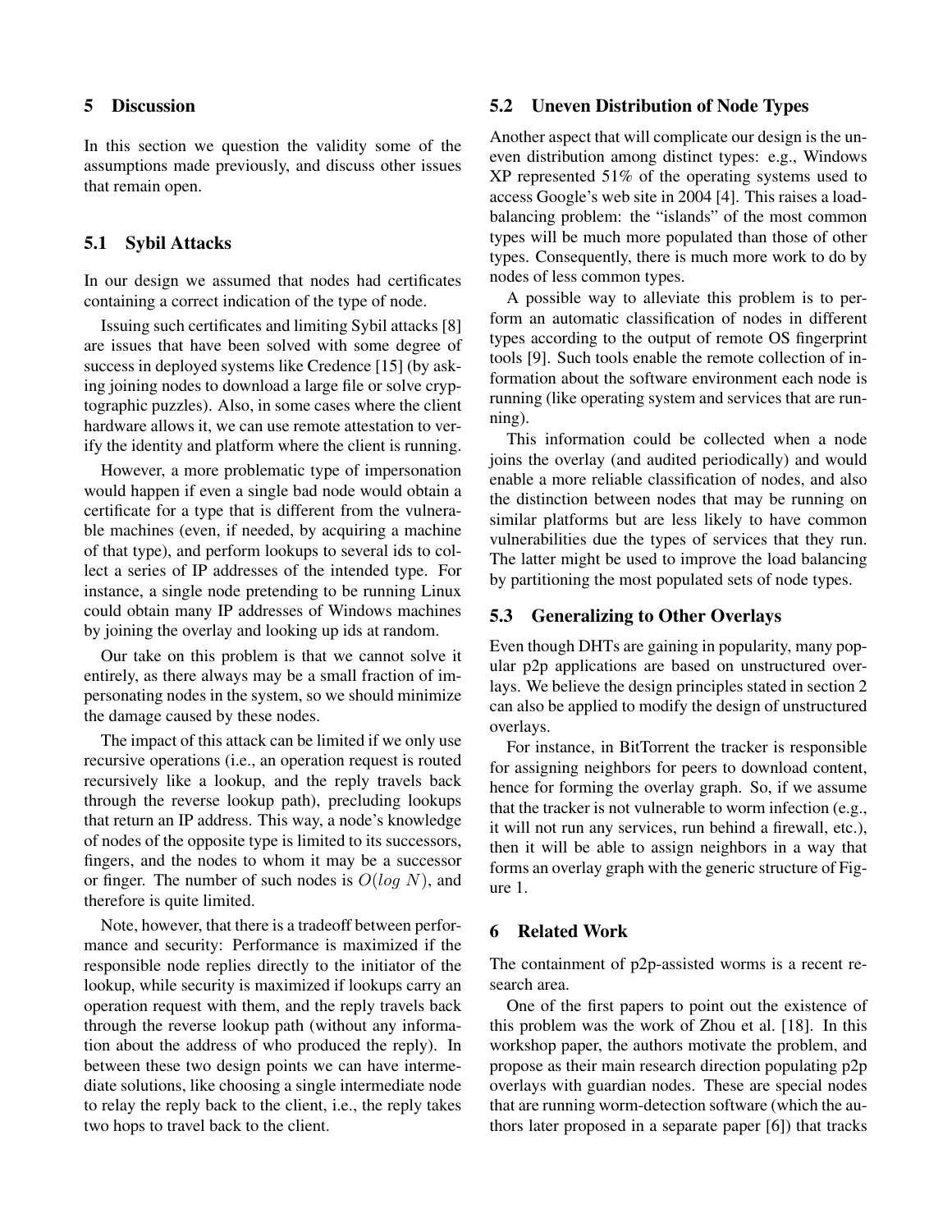## 5 Discussion

In this section we question the validity some of the assumptions made previously, and discuss other issues that remain open.

### 5.1 Sybil Attacks

In our design we assumed that nodes had certificates containing a correct indication of the type of node.

Issuing such certificates and limiting Sybil attacks [8] are issues that have been solved with some degree of success in deployed systems like Credence [15] (by asking joining nodes to download a large file or solve cryptographic puzzles). Also, in some cases where the client hardware allows it, we can use remote attestation to verify the identity and platform where the client is running.

However, a more problematic type of impersonation would happen if even a single bad node would obtain a certificate for a type that is different from the vulnerable machines (even, if needed, by acquiring a machine of that type), and perform lookups to several ids to collect a series of IP addresses of the intended type. For instance, a single node pretending to be running Linux could obtain many IP addresses of Windows machines by joining the overlay and looking up ids at random.

Our take on this problem is that we cannot solve it entirely, as there always may be a small fraction of impersonating nodes in the system, so we should minimize the damage caused by these nodes.

The impact of this attack can be limited if we only use recursive operations (i.e., an operation request is routed recursively like a lookup, and the reply travels back through the reverse lookup path), precluding lookups that return an IP address. This way, a node's knowledge of nodes of the opposite type is limited to its successors, fingers, and the nodes to whom it may be a successor or finger. The number of such nodes is $O(log\ N)$, and therefore is quite limited.

Note, however, that there is a tradeoff between performance and security: Performance is maximized if the responsible node replies directly to the initiator of the lookup, while security is maximized if lookups carry an operation request with them, and the reply travels back through the reverse lookup path (without any information about the address of who produced the reply). In between these two design points we can have intermediate solutions, like choosing a single intermediate node to relay the reply back to the client, i.e., the reply takes two hops to travel back to the client.

### 5.2 Uneven Distribution of Node Types

Another aspect that will complicate our design is the uneven distribution among distinct types: e.g., Windows XP represented 51% of the operating systems used to access Google's web site in 2004 [4]. This raises a load-balancing problem: the "islands" of the most common types will be much more populated than those of other types. Consequently, there is much more work to do by nodes of less common types.

A possible way to alleviate this problem is to perform an automatic classification of nodes in different types according to the output of remote OS fingerprint tools [9]. Such tools enable the remote collection of information about the software environment each node is running (like operating system and services that are running).

This information could be collected when a node joins the overlay (and audited periodically) and would enable a more reliable classification of nodes, and also the distinction between nodes that may be running on similar platforms but are less likely to have common vulnerabilities due the types of services that they run. The latter might be used to improve the load balancing by partitioning the most populated sets of node types.

### 5.3 Generalizing to Other Overlays

Even though DHTs are gaining in popularity, many popular p2p applications are based on unstructured overlays. We believe the design principles stated in section 2 can also be applied to modify the design of unstructured overlays.

For instance, in BitTorrent the tracker is responsible for assigning neighbors for peers to download content, hence for forming the overlay graph. So, if we assume that the tracker is not vulnerable to worm infection (e.g., it will not run any services, run behind a firewall, etc.), then it will be able to assign neighbors in a way that forms an overlay graph with the generic structure of Figure 1.

## 6 Related Work

The containment of p2p-assisted worms is a recent research area.

One of the first papers to point out the existence of this problem was the work of Zhou et al. [18]. In this workshop paper, the authors motivate the problem, and propose as their main research direction populating p2p overlays with guardian nodes. These are special nodes that are running worm-detection software (which the authors later proposed in a separate paper [6]) that tracks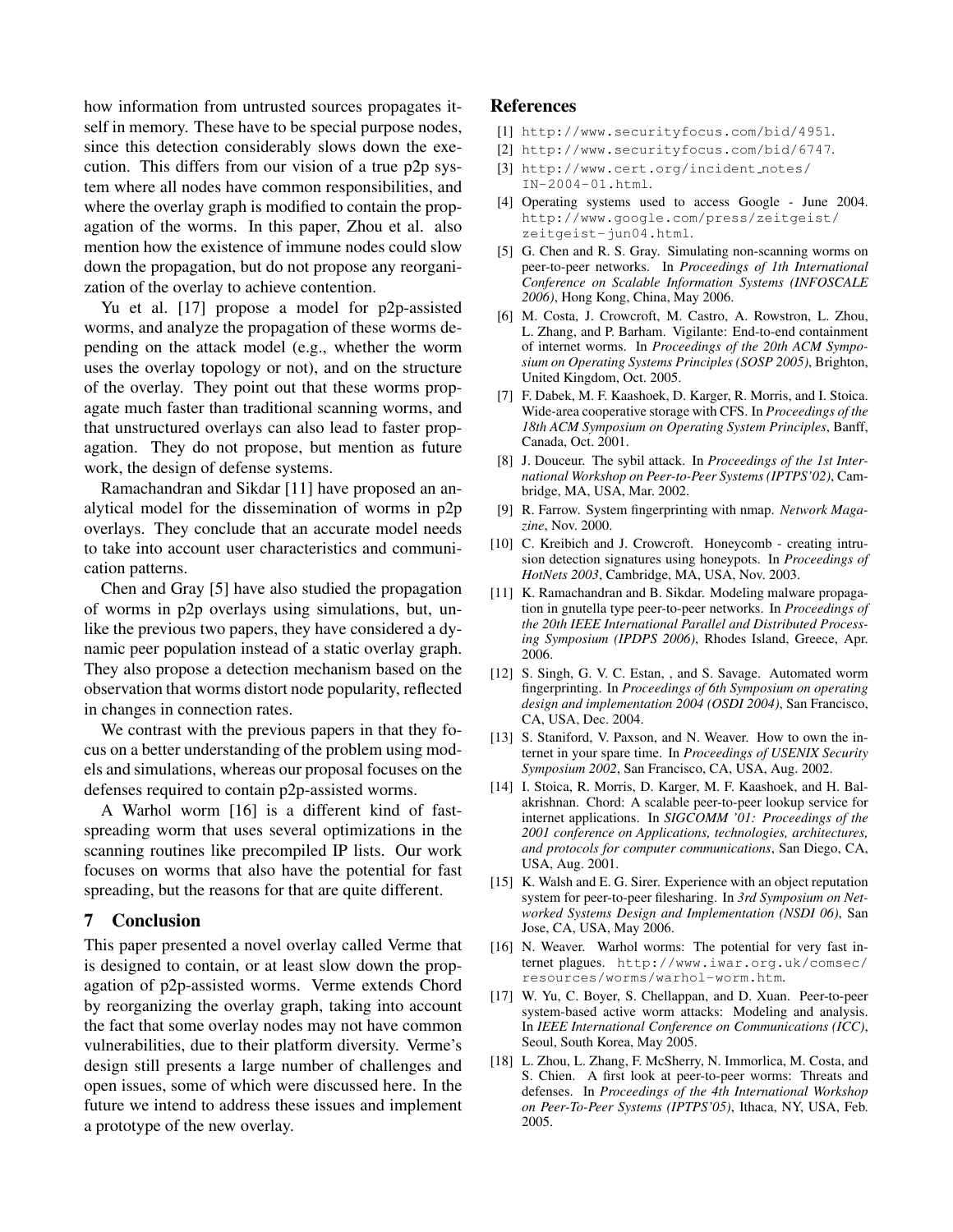how information from untrusted sources propagates itself in memory. These have to be special purpose nodes, since this detection considerably slows down the execution. This differs from our vision of a true p2p system where all nodes have common responsibilities, and where the overlay graph is modified to contain the propagation of the worms. In this paper, Zhou et al. also mention how the existence of immune nodes could slow down the propagation, but do not propose any reorganization of the overlay to achieve contention.

Yu et al. [17] propose a model for p2p-assisted worms, and analyze the propagation of these worms depending on the attack model (e.g., whether the worm uses the overlay topology or not), and on the structure of the overlay. They point out that these worms propagate much faster than traditional scanning worms, and that unstructured overlays can also lead to faster propagation. They do not propose, but mention as future work, the design of defense systems.

Ramachandran and Sikdar [11] have proposed an analytical model for the dissemination of worms in p2p overlays. They conclude that an accurate model needs to take into account user characteristics and communication patterns.

Chen and Gray [5] have also studied the propagation of worms in p2p overlays using simulations, but, unlike the previous two papers, they have considered a dynamic peer population instead of a static overlay graph. They also propose a detection mechanism based on the observation that worms distort node popularity, reflected in changes in connection rates.

We contrast with the previous papers in that they focus on a better understanding of the problem using models and simulations, whereas our proposal focuses on the defenses required to contain p2p-assisted worms.

A Warhol worm [16] is a different kind of fast-spreading worm that uses several optimizations in the scanning routines like precompiled IP lists. Our work focuses on worms that also have the potential for fast spreading, but the reasons for that are quite different.

## 7 Conclusion

This paper presented a novel overlay called Verme that is designed to contain, or at least slow down the propagation of p2p-assisted worms. Verme extends Chord by reorganizing the overlay graph, taking into account the fact that some overlay nodes may not have common vulnerabilities, due to their platform diversity. Verme's design still presents a large number of challenges and open issues, some of which were discussed here. In the future we intend to address these issues and implement a prototype of the new overlay.

## References

[1] http://www.securityfocus.com/bid/4951.

[2] http://www.securityfocus.com/bid/6747.

[3] http://www.cert.org/incident_notes/IN-2004-01.html.

[4] Operating systems used to access Google - June 2004. http://www.google.com/press/zeitgeist/zeitgeist-jun04.html.

[5] G. Chen and R. S. Gray. Simulating non-scanning worms on peer-to-peer networks. In *Proceedings of 1th International Conference on Scalable Information Systems (INFOSCALE 2006)*, Hong Kong, China, May 2006.

[6] M. Costa, J. Crowcroft, M. Castro, A. Rowstron, L. Zhou, L. Zhang, and P. Barham. Vigilante: End-to-end containment of internet worms. In *Proceedings of the 20th ACM Symposium on Operating Systems Principles (SOSP 2005)*, Brighton, United Kingdom, Oct. 2005.

[7] F. Dabek, M. F. Kaashoek, D. Karger, R. Morris, and I. Stoica. Wide-area cooperative storage with CFS. In *Proceedings of the 18th ACM Symposium on Operating System Principles*, Banff, Canada, Oct. 2001.

[8] J. Douceur. The sybil attack. In *Proceedings of the 1st International Workshop on Peer-to-Peer Systems (IPTPS'02)*, Cambridge, MA, USA, Mar. 2002.

[9] R. Farrow. System fingerprinting with nmap. *Network Magazine*, Nov. 2000.

[10] C. Kreibich and J. Crowcroft. Honeycomb - creating intrusion detection signatures using honeypots. In *Proceedings of HotNets 2003*, Cambridge, MA, USA, Nov. 2003.

[11] K. Ramachandran and B. Sikdar. Modeling malware propagation in gnutella type peer-to-peer networks. In *Proceedings of the 20th IEEE International Parallel and Distributed Processing Symposium (IPDPS 2006)*, Rhodes Island, Greece, Apr. 2006.

[12] S. Singh, G. V. C. Estan, , and S. Savage. Automated worm fingerprinting. In *Proceedings of 6th Symposium on operating design and implementation 2004 (OSDI 2004)*, San Francisco, CA, USA, Dec. 2004.

[13] S. Staniford, V. Paxson, and N. Weaver. How to own the internet in your spare time. In *Proceedings of USENIX Security Symposium 2002*, San Francisco, CA, USA, Aug. 2002.

[14] I. Stoica, R. Morris, D. Karger, M. F. Kaashoek, and H. Balakrishnan. Chord: A scalable peer-to-peer lookup service for internet applications. In *SIGCOMM '01: Proceedings of the 2001 conference on Applications, technologies, architectures, and protocols for computer communications*, San Diego, CA, USA, Aug. 2001.

[15] K. Walsh and E. G. Sirer. Experience with an object reputation system for peer-to-peer filesharing. In *3rd Symposium on Networked Systems Design and Implementation (NSDI 06)*, San Jose, CA, USA, May 2006.

[16] N. Weaver. Warhol worms: The potential for very fast internet plagues. http://www.iwar.org.uk/comsec/resources/worms/warhol-worm.htm.

[17] W. Yu, C. Boyer, S. Chellappan, and D. Xuan. Peer-to-peer system-based active worm attacks: Modeling and analysis. In *IEEE International Conference on Communications (ICC)*, Seoul, South Korea, May 2005.

[18] L. Zhou, L. Zhang, F. McSherry, N. Immorlica, M. Costa, and S. Chien. A first look at peer-to-peer worms: Threats and defenses. In *Proceedings of the 4th International Workshop on Peer-To-Peer Systems (IPTPS'05)*, Ithaca, NY, USA, Feb. 2005.